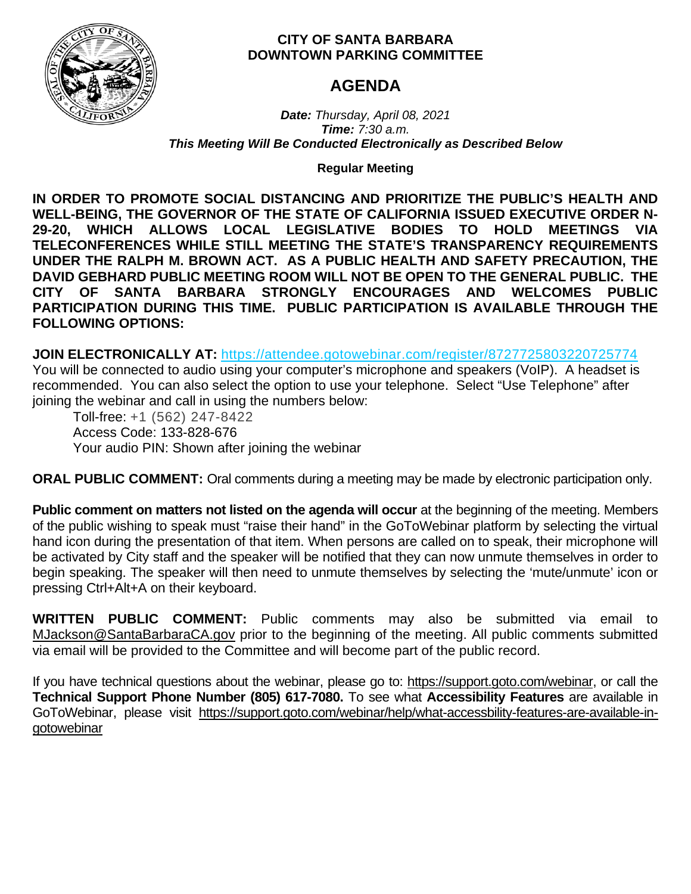**CITY OF SANTA BARBARA**
**DOWNTOWN PARKING COMMITTEE**

# AGENDA

***Date:*** *Thursday, April 08, 2021*
***Time:*** *7:30 a.m.*
***This Meeting Will Be Conducted Electronically as Described Below***

**Regular Meeting**

**IN ORDER TO PROMOTE SOCIAL DISTANCING AND PRIORITIZE THE PUBLIC'S HEALTH AND WELL-BEING, THE GOVERNOR OF THE STATE OF CALIFORNIA ISSUED EXECUTIVE ORDER N-29-20, WHICH ALLOWS LOCAL LEGISLATIVE BODIES TO HOLD MEETINGS VIA TELECONFERENCES WHILE STILL MEETING THE STATE'S TRANSPARENCY REQUIREMENTS UNDER THE RALPH M. BROWN ACT. AS A PUBLIC HEALTH AND SAFETY PRECAUTION, THE DAVID GEBHARD PUBLIC MEETING ROOM WILL NOT BE OPEN TO THE GENERAL PUBLIC. THE CITY OF SANTA BARBARA STRONGLY ENCOURAGES AND WELCOMES PUBLIC PARTICIPATION DURING THIS TIME. PUBLIC PARTICIPATION IS AVAILABLE THROUGH THE FOLLOWING OPTIONS:**

**JOIN ELECTRONICALLY AT:** https://attendee.gotowebinar.com/register/8727725803220725774
You will be connected to audio using your computer's microphone and speakers (VoIP). A headset is recommended. You can also select the option to use your telephone. Select "Use Telephone" after joining the webinar and call in using the numbers below:

Toll-free: +1 (562) 247-8422
Access Code: 133-828-676
Your audio PIN: Shown after joining the webinar

**ORAL PUBLIC COMMENT:** Oral comments during a meeting may be made by electronic participation only.

**Public comment on matters not listed on the agenda will occur** at the beginning of the meeting. Members of the public wishing to speak must "raise their hand" in the GoToWebinar platform by selecting the virtual hand icon during the presentation of that item. When persons are called on to speak, their microphone will be activated by City staff and the speaker will be notified that they can now unmute themselves in order to begin speaking. The speaker will then need to unmute themselves by selecting the 'mute/unmute' icon or pressing Ctrl+Alt+A on their keyboard.

**WRITTEN PUBLIC COMMENT:** Public comments may also be submitted via email to MJackson@SantaBarbaraCA.gov prior to the beginning of the meeting. All public comments submitted via email will be provided to the Committee and will become part of the public record.

If you have technical questions about the webinar, please go to: https://support.goto.com/webinar, or call the **Technical Support Phone Number (805) 617-7080.** To see what **Accessibility Features** are available in GoToWebinar, please visit https://support.goto.com/webinar/help/what-accessbility-features-are-available-in-gotowebinar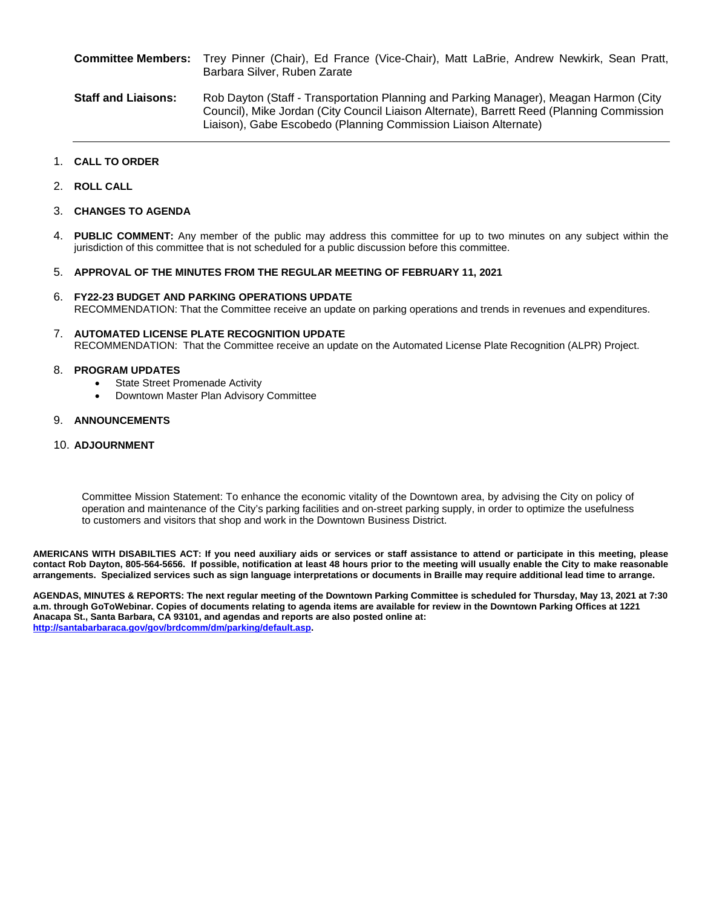**Committee Members:** Trey Pinner (Chair), Ed France (Vice-Chair), Matt LaBrie, Andrew Newkirk, Sean Pratt, Barbara Silver, Ruben Zarate

**Staff and Liaisons:** Rob Dayton (Staff - Transportation Planning and Parking Manager), Meagan Harmon (City Council), Mike Jordan (City Council Liaison Alternate), Barrett Reed (Planning Commission Liaison), Gabe Escobedo (Planning Commission Liaison Alternate)

---

1. **CALL TO ORDER**

2. **ROLL CALL**

3. **CHANGES TO AGENDA**

4. **PUBLIC COMMENT:** Any member of the public may address this committee for up to two minutes on any subject within the jurisdiction of this committee that is not scheduled for a public discussion before this committee.

5. **APPROVAL OF THE MINUTES FROM THE REGULAR MEETING OF FEBRUARY 11, 2021**

6. **FY22-23 BUDGET AND PARKING OPERATIONS UPDATE**
   RECOMMENDATION: That the Committee receive an update on parking operations and trends in revenues and expenditures.

7. **AUTOMATED LICENSE PLATE RECOGNITION UPDATE**
   RECOMMENDATION: That the Committee receive an update on the Automated License Plate Recognition (ALPR) Project.

8. **PROGRAM UPDATES**
   - State Street Promenade Activity
   - Downtown Master Plan Advisory Committee

9. **ANNOUNCEMENTS**

10. **ADJOURNMENT**

Committee Mission Statement: To enhance the economic vitality of the Downtown area, by advising the City on policy of operation and maintenance of the City's parking facilities and on-street parking supply, in order to optimize the usefulness to customers and visitors that shop and work in the Downtown Business District.

**AMERICANS WITH DISABILTIES ACT: If you need auxiliary aids or services or staff assistance to attend or participate in this meeting, please contact Rob Dayton, 805-564-5656. If possible, notification at least 48 hours prior to the meeting will usually enable the City to make reasonable arrangements. Specialized services such as sign language interpretations or documents in Braille may require additional lead time to arrange.**

**AGENDAS, MINUTES & REPORTS: The next regular meeting of the Downtown Parking Committee is scheduled for Thursday, May 13, 2021 at 7:30 a.m. through GoToWebinar. Copies of documents relating to agenda items are available for review in the Downtown Parking Offices at 1221 Anacapa St., Santa Barbara, CA 93101, and agendas and reports are also posted online at: [http://santabarbaraca.gov/gov/brdcomm/dm/parking/default.asp](http://santabarbaraca.gov/gov/brdcomm/dm/parking/default.asp).**